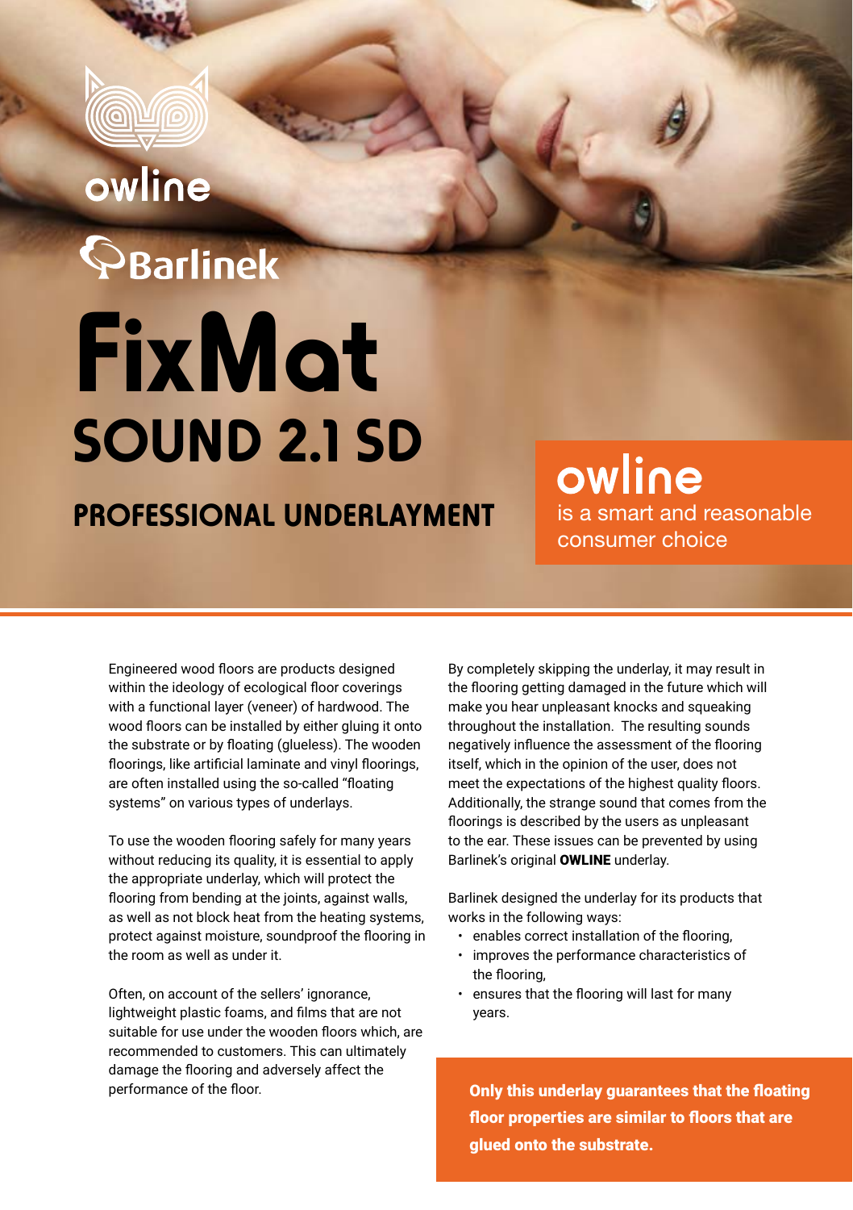owline

Barlinek

# FixMat

## SOUND 2.1 SD

### PROFESSIONAL UNDERLAYMENT

**owline** is a smart and reasonable consumer choice

Engineered wood floors are products designed within the ideology of ecological floor coverings with a functional layer (veneer) of hardwood. The wood floors can be installed by either gluing it onto the substrate or by floating (glueless). The wooden floorings, like artificial laminate and vinyl floorings, are often installed using the so-called "floating systems" on various types of underlays.

To use the wooden flooring safely for many years without reducing its quality, it is essential to apply the appropriate underlay, which will protect the flooring from bending at the joints, against walls, as well as not block heat from the heating systems, protect against moisture, soundproof the flooring in the room as well as under it.

Often, on account of the sellers' ignorance, lightweight plastic foams, and films that are not suitable for use under the wooden floors which, are recommended to customers. This can ultimately damage the flooring and adversely affect the performance of the floor.

By completely skipping the underlay, it may result in the flooring getting damaged in the future which will make you hear unpleasant knocks and squeaking throughout the installation. The resulting sounds negatively influence the assessment of the flooring itself, which in the opinion of the user, does not meet the expectations of the highest quality floors. Additionally, the strange sound that comes from the floorings is described by the users as unpleasant to the ear. These issues can be prevented by using Barlinek's original **OWLINE** underlay.

Barlinek designed the underlay for its products that works in the following ways:

- enables correct installation of the flooring,
- improves the performance characteristics of the flooring,
- ensures that the flooring will last for many years.

**Only this underlay guarantees that the floating floor properties are similar to floors that are glued onto the substrate.**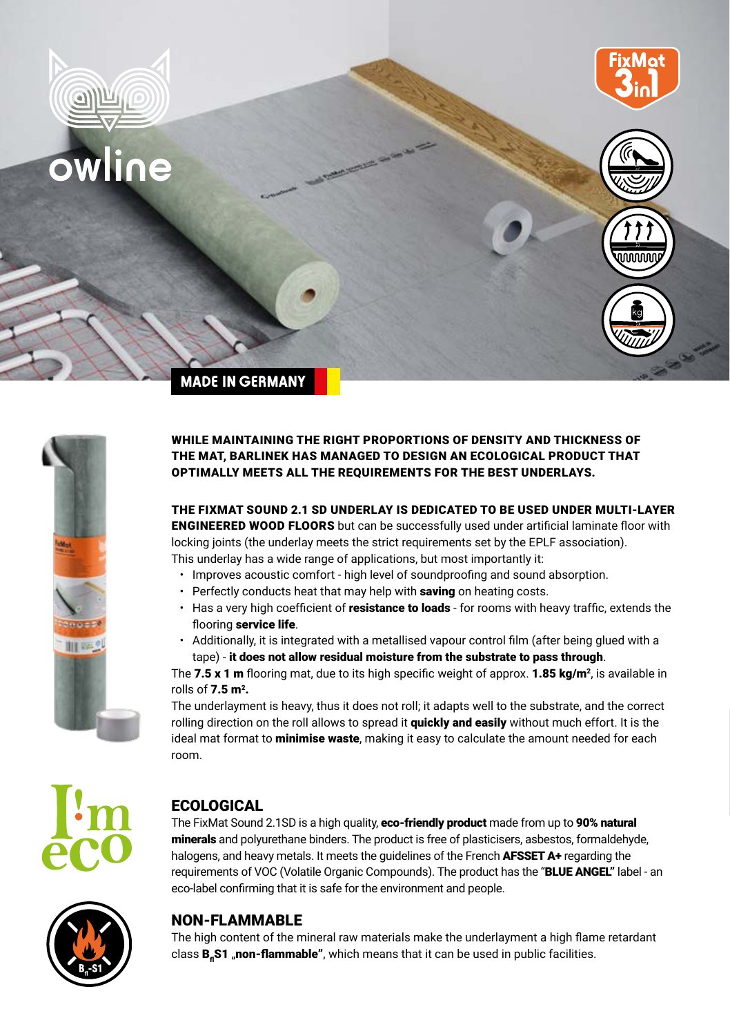owline

FixMat 3in1

MADE IN GERMANY

**WHILE MAINTAINING THE RIGHT PROPORTIONS OF DENSITY AND THICKNESS OF THE MAT, BARLINEK HAS MANAGED TO DESIGN AN ECOLOGICAL PRODUCT THAT OPTIMALLY MEETS ALL THE REQUIREMENTS FOR THE BEST UNDERLAYS.**

**THE FIXMAT SOUND 2.1 SD UNDERLAY IS DEDICATED TO BE USED UNDER MULTI-LAYER ENGINEERED WOOD FLOORS** but can be successfully used under artificial laminate floor with locking joints (the underlay meets the strict requirements set by the EPLF association).
This underlay has a wide range of applications, but most importantly it:

- Improves acoustic comfort - high level of soundproofing and sound absorption.
- Perfectly conducts heat that may help with **saving** on heating costs.
- Has a very high coefficient of **resistance to loads** - for rooms with heavy traffic, extends the flooring **service life**.
- Additionally, it is integrated with a metallised vapour control film (after being glued with a tape) - **it does not allow residual moisture from the substrate to pass through**.

The **7.5 x 1 m** flooring mat, due to its high specific weight of approx. **1.85 kg/m²**, is available in rolls of **7.5 m².**
The underlayment is heavy, thus it does not roll; it adapts well to the substrate, and the correct rolling direction on the roll allows to spread it **quickly and easily** without much effort. It is the ideal mat format to **minimise waste**, making it easy to calculate the amount needed for each room.

I'm eco

## ECOLOGICAL

The FixMat Sound 2.1SD is a high quality, **eco-friendly product** made from up to **90% natural minerals** and polyurethane binders. The product is free of plasticisers, asbestos, formaldehyde, halogens, and heavy metals. It meets the guidelines of the French **AFSSET A+** regarding the requirements of VOC (Volatile Organic Compounds). The product has the "**BLUE ANGEL"** label - an eco-label confirming that it is safe for the environment and people.

## NON-FLAMMABLE

The high content of the mineral raw materials make the underlayment a high flame retardant class **$B_{fl}$S1 „non-flammable"**, which means that it can be used in public facilities.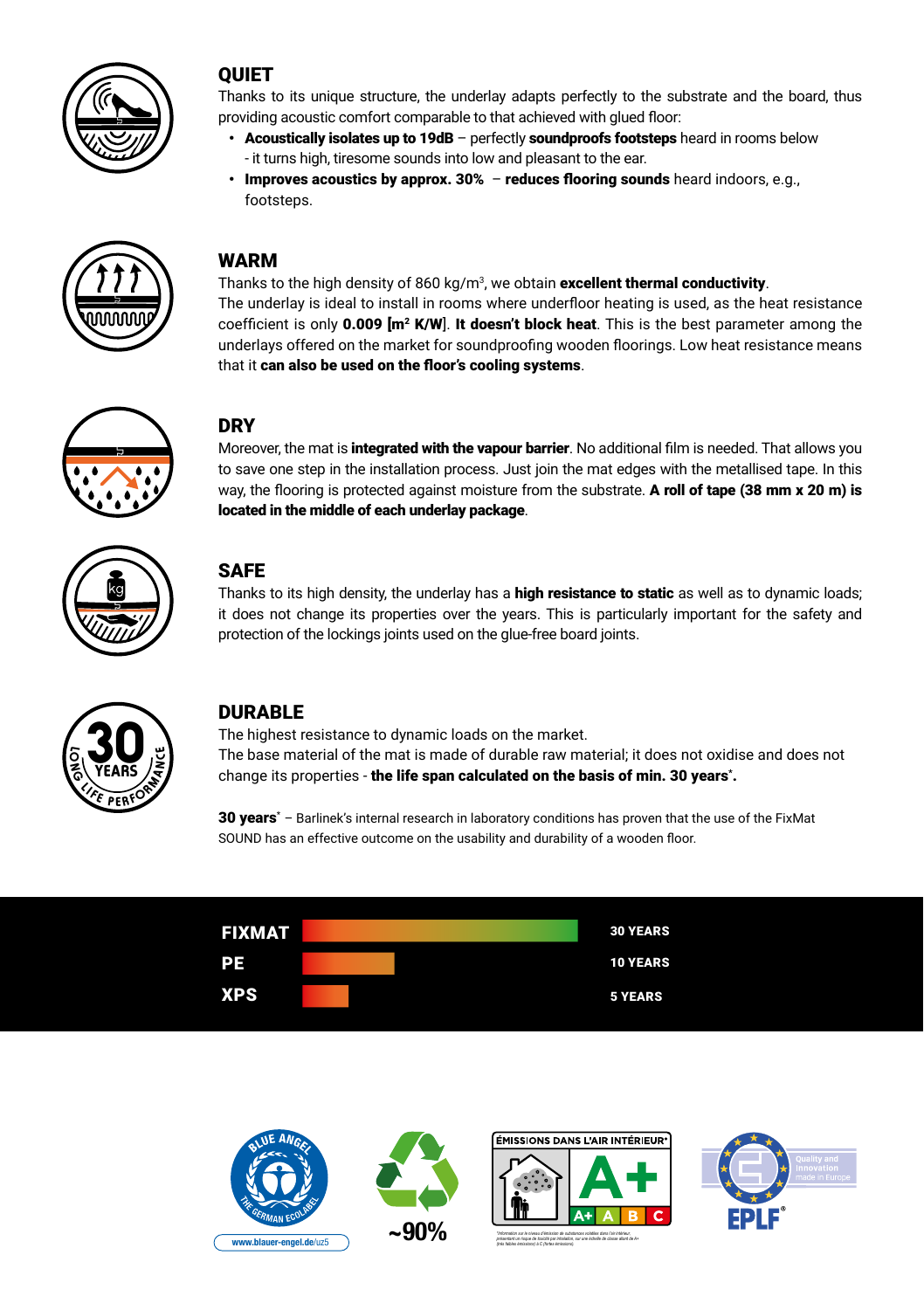## QUIET

Thanks to its unique structure, the underlay adapts perfectly to the substrate and the board, thus providing acoustic comfort comparable to that achieved with glued floor:

- **Acoustically isolates up to 19dB** – perfectly **soundproofs footsteps** heard in rooms below - it turns high, tiresome sounds into low and pleasant to the ear.
- **Improves acoustics by approx. 30%** – **reduces flooring sounds** heard indoors, e.g., footsteps.

## WARM

Thanks to the high density of 860 kg/m$^3$, we obtain **excellent thermal conductivity**.
The underlay is ideal to install in rooms where underfloor heating is used, as the heat resistance coefficient is only **0.009 [m$^2$ K/W]**. **It doesn't block heat**. This is the best parameter among the underlays offered on the market for soundproofing wooden floorings. Low heat resistance means that it **can also be used on the floor's cooling systems**.

## DRY

Moreover, the mat is **integrated with the vapour barrier**. No additional film is needed. That allows you to save one step in the installation process. Just join the mat edges with the metallised tape. In this way, the flooring is protected against moisture from the substrate. **A roll of tape (38 mm x 20 m) is located in the middle of each underlay package**.

## SAFE

Thanks to its high density, the underlay has a **high resistance to static** as well as to dynamic loads; it does not change its properties over the years. This is particularly important for the safety and protection of the lockings joints used on the glue-free board joints.

## DURABLE

The highest resistance to dynamic loads on the market.
The base material of the mat is made of durable raw material; it does not oxidise and does not change its properties - **the life span calculated on the basis of min. 30 years*.**

**30 years*** – Barlinek's internal research in laboratory conditions has proven that the use of the FixMat SOUND has an effective outcome on the usability and durability of a wooden floor.

| | |
|---|---|
| **FIXMAT** | **30 YEARS** |
| **PE** | **10 YEARS** |
| **XPS** | **5 YEARS** |

www.blauer-engel.de/uz5

~90%

ÉMISSIONS DANS L'AIR INTÉRIEUR* A+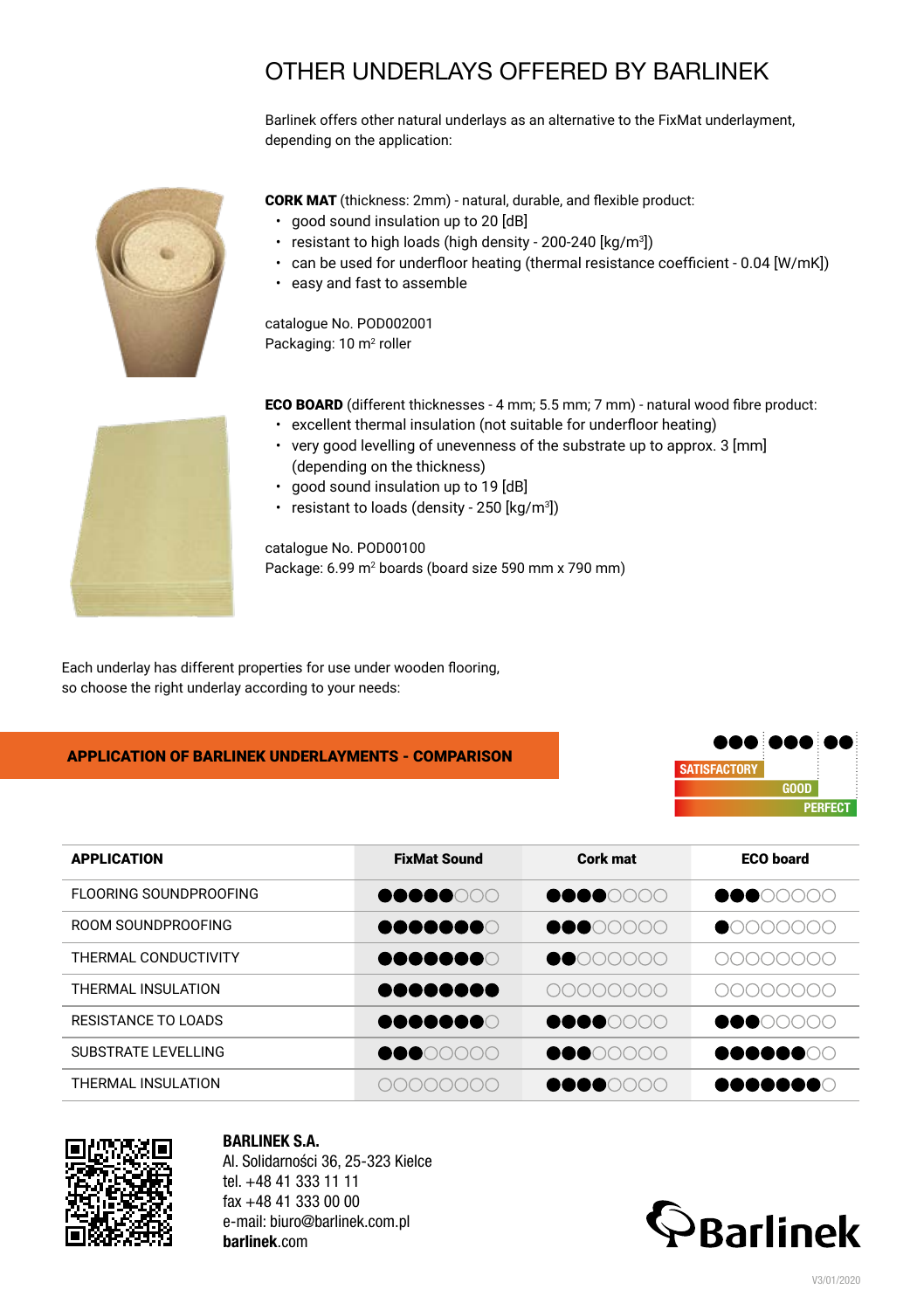# OTHER UNDERLAYS OFFERED BY BARLINEK

Barlinek offers other natural underlays as an alternative to the FixMat underlayment, depending on the application:

**CORK MAT** (thickness: 2mm) - natural, durable, and flexible product:

- good sound insulation up to 20 [dB]
- resistant to high loads (high density - 200-240 [kg/m³])
- can be used for underfloor heating (thermal resistance coefficient - 0.04 [W/mK])
- easy and fast to assemble

catalogue No. POD002001
Packaging: 10 m² roller

**ECO BOARD** (different thicknesses - 4 mm; 5.5 mm; 7 mm) - natural wood fibre product:

- excellent thermal insulation (not suitable for underfloor heating)
- very good levelling of unevenness of the substrate up to approx. 3 [mm] (depending on the thickness)
- good sound insulation up to 19 [dB]
- resistant to loads (density - 250 [kg/m³])

catalogue No. POD00100
Package: 6.99 m² boards (board size 590 mm x 790 mm)

Each underlay has different properties for use under wooden flooring, so choose the right underlay according to your needs:

**APPLICATION OF BARLINEK UNDERLAYMENTS - COMPARISON**

●●● ●●● ●●
SATISFACTORY
GOOD
PERFECT

| APPLICATION | FixMat Sound | Cork mat | ECO board |
|---|---|---|---|
| FLOORING SOUNDPROOFING | ●●●●●○○○ | ●●●●○○○○ | ●●●○○○○○ |
| ROOM SOUNDPROOFING | ●●●●●●●○ | ●●●○○○○○ | ●○○○○○○○ |
| THERMAL CONDUCTIVITY | ●●●●●●●○ | ●●○○○○○○ | ○○○○○○○○ |
| THERMAL INSULATION | ●●●●●●●● | ○○○○○○○○ | ○○○○○○○○ |
| RESISTANCE TO LOADS | ●●●●●●●○ | ●●●●○○○○ | ●●●○○○○○ |
| SUBSTRATE LEVELLING | ●●●○○○○○ | ●●●○○○○○ | ●●●●●●○○ |
| THERMAL INSULATION | ○○○○○○○○ | ●●●●○○○○ | ●●●●●●●○ |

**BARLINEK S.A.**
Al. Solidarności 36, 25-323 Kielce
tel. +48 41 333 11 11
fax +48 41 333 00 00
e-mail: biuro@barlinek.com.pl
**barlinek**.com

Barlinek

V3/01/2020